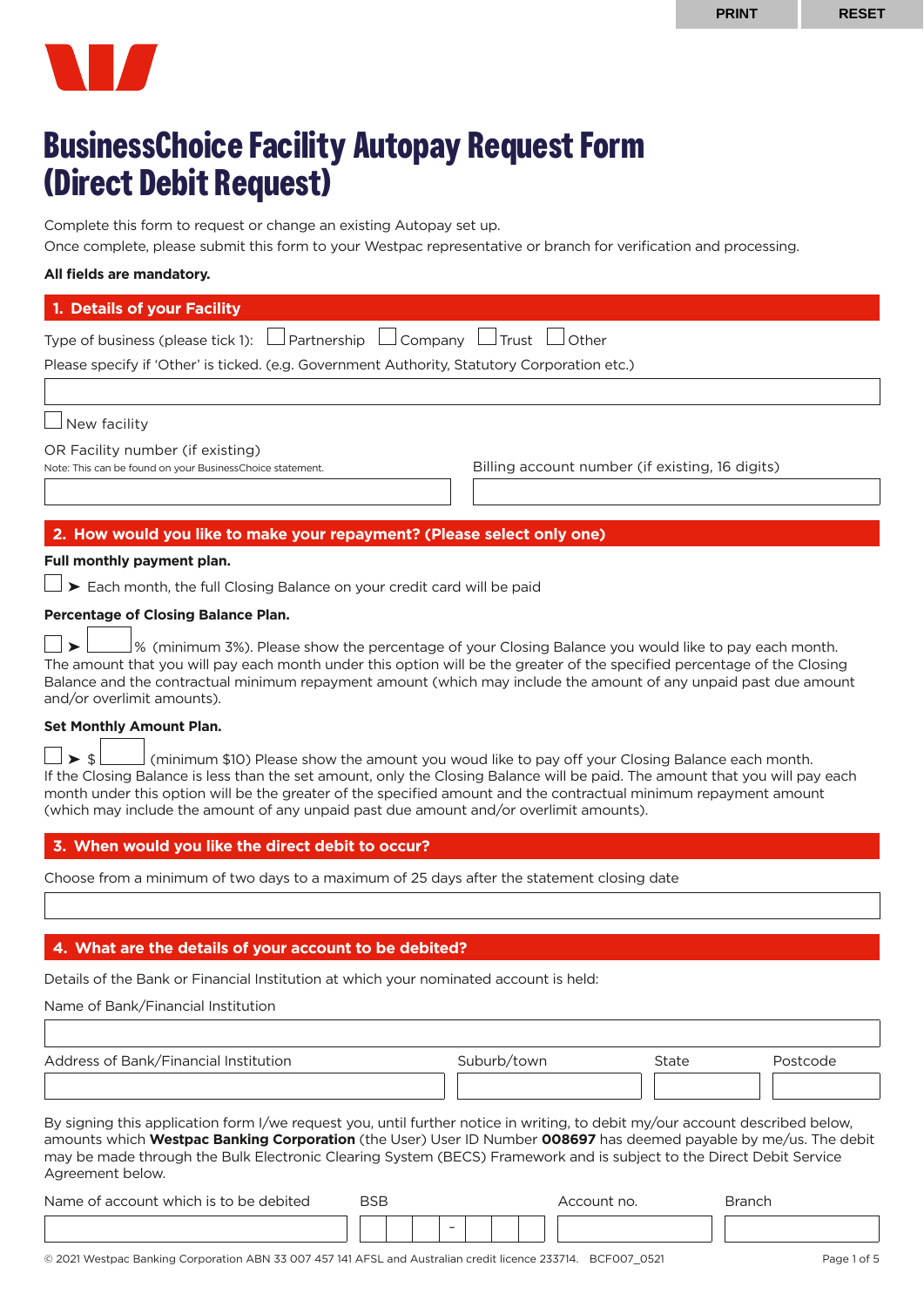# BusinessChoice Facility Autopay Request Form (Direct Debit Request)

Complete this form to request or change an existing Autopay set up.
Once complete, please submit this form to your Westpac representative or branch for verification and processing.

**All fields are mandatory.**

## 1. Details of your Facility

Type of business (please tick 1): ☐ Partnership ☐ Company ☐ Trust ☐ Other

Please specify if 'Other' is ticked. (e.g. Government Authority, Statutory Corporation etc.)

☐ New facility

OR Facility number (if existing)
Note: This can be found on your BusinessChoice statement.

Billing account number (if existing, 16 digits)

## 2. How would you like to make your repayment? (Please select only one)

**Full monthly payment plan.**

☐ ➤ Each month, the full Closing Balance on your credit card will be paid

**Percentage of Closing Balance Plan.**

☐ ➤ ___% (minimum 3%). Please show the percentage of your Closing Balance you would like to pay each month. The amount that you will pay each month under this option will be the greater of the specified percentage of the Closing Balance and the contractual minimum repayment amount (which may include the amount of any unpaid past due amount and/or overlimit amounts).

**Set Monthly Amount Plan.**

☐ ➤ $___ (minimum $10) Please show the amount you woud like to pay off your Closing Balance each month. If the Closing Balance is less than the set amount, only the Closing Balance will be paid. The amount that you will pay each month under this option will be the greater of the specified amount and the contractual minimum repayment amount (which may include the amount of any unpaid past due amount and/or overlimit amounts).

## 3. When would you like the direct debit to occur?

Choose from a minimum of two days to a maximum of 25 days after the statement closing date

## 4. What are the details of your account to be debited?

Details of the Bank or Financial Institution at which your nominated account is held:

Name of Bank/Financial Institution

| Address of Bank/Financial Institution | Suburb/town | State | Postcode |
| --- | --- | --- | --- |
| | | | |

By signing this application form I/we request you, until further notice in writing, to debit my/our account described below, amounts which **Westpac Banking Corporation** (the User) User ID Number **008697** has deemed payable by me/us. The debit may be made through the Bulk Electronic Clearing System (BECS) Framework and is subject to the Direct Debit Service Agreement below.

| Name of account which is to be debited | BSB | Account no. | Branch |
| --- | --- | --- | --- |
| | ___ – ___ | | |

© 2021 Westpac Banking Corporation ABN 33 007 457 141 AFSL and Australian credit licence 233714. BCF007_0521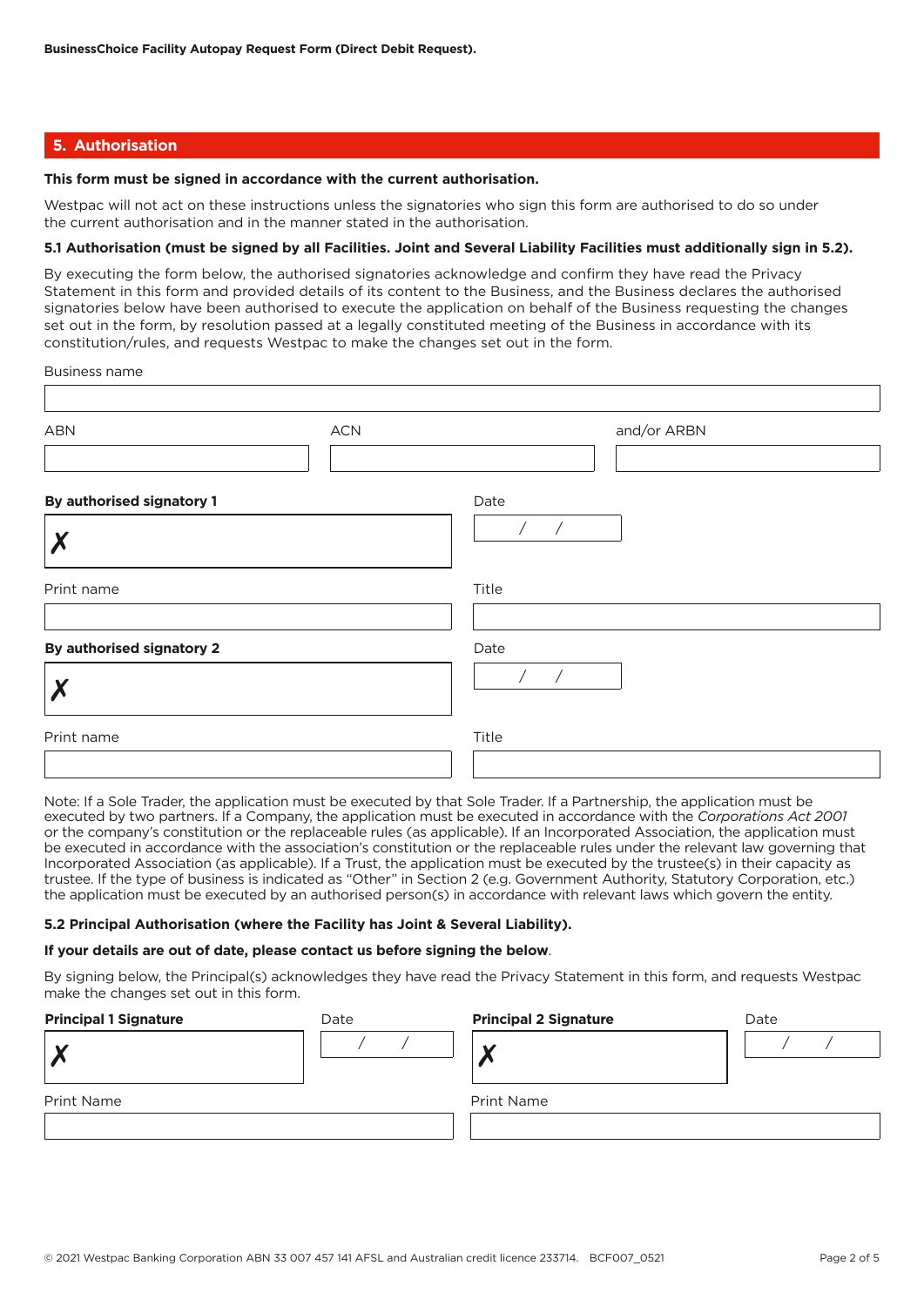## 5. Authorisation

**This form must be signed in accordance with the current authorisation.**

Westpac will not act on these instructions unless the signatories who sign this form are authorised to do so under the current authorisation and in the manner stated in the authorisation.

**5.1 Authorisation (must be signed by all Facilities. Joint and Several Liability Facilities must additionally sign in 5.2).**

By executing the form below, the authorised signatories acknowledge and confirm they have read the Privacy Statement in this form and provided details of its content to the Business, and the Business declares the authorised signatories below have been authorised to execute the application on behalf of the Business requesting the changes set out in the form, by resolution passed at a legally constituted meeting of the Business in accordance with its constitution/rules, and requests Westpac to make the changes set out in the form.

Business name

ABN

ACN

and/or ARBN

**By authorised signatory 1**

✗

Date

/ /

Print name

Title

**By authorised signatory 2**

✗

Date

/ /

Print name

Title

Note: If a Sole Trader, the application must be executed by that Sole Trader. If a Partnership, the application must be executed by two partners. If a Company, the application must be executed in accordance with the *Corporations Act 2001* or the company's constitution or the replaceable rules (as applicable). If an Incorporated Association, the application must be executed in accordance with the association's constitution or the replaceable rules under the relevant law governing that Incorporated Association (as applicable). If a Trust, the application must be executed by the trustee(s) in their capacity as trustee. If the type of business is indicated as "Other" in Section 2 (e.g. Government Authority, Statutory Corporation, etc.) the application must be executed by an authorised person(s) in accordance with relevant laws which govern the entity.

**5.2 Principal Authorisation (where the Facility has Joint & Several Liability).**

**If your details are out of date, please contact us before signing the below**.

By signing below, the Principal(s) acknowledges they have read the Privacy Statement in this form, and requests Westpac make the changes set out in this form.

**Principal 1 Signature**

✗

Date

/ /

Print Name

**Principal 2 Signature**

✗

Date

/ /

Print Name

© 2021 Westpac Banking Corporation ABN 33 007 457 141 AFSL and Australian credit licence 233714. BCF007_0521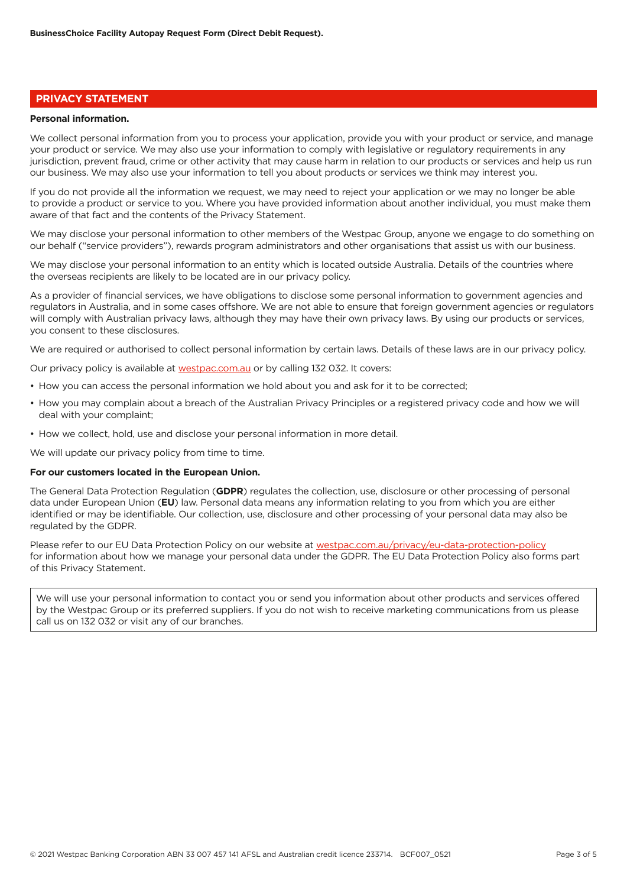## PRIVACY STATEMENT

**Personal information.**

We collect personal information from you to process your application, provide you with your product or service, and manage your product or service. We may also use your information to comply with legislative or regulatory requirements in any jurisdiction, prevent fraud, crime or other activity that may cause harm in relation to our products or services and help us run our business. We may also use your information to tell you about products or services we think may interest you.

If you do not provide all the information we request, we may need to reject your application or we may no longer be able to provide a product or service to you. Where you have provided information about another individual, you must make them aware of that fact and the contents of the Privacy Statement.

We may disclose your personal information to other members of the Westpac Group, anyone we engage to do something on our behalf ("service providers"), rewards program administrators and other organisations that assist us with our business.

We may disclose your personal information to an entity which is located outside Australia. Details of the countries where the overseas recipients are likely to be located are in our privacy policy.

As a provider of financial services, we have obligations to disclose some personal information to government agencies and regulators in Australia, and in some cases offshore. We are not able to ensure that foreign government agencies or regulators will comply with Australian privacy laws, although they may have their own privacy laws. By using our products or services, you consent to these disclosures.

We are required or authorised to collect personal information by certain laws. Details of these laws are in our privacy policy.

Our privacy policy is available at westpac.com.au or by calling 132 032. It covers:

- How you can access the personal information we hold about you and ask for it to be corrected;
- How you may complain about a breach of the Australian Privacy Principles or a registered privacy code and how we will deal with your complaint;
- How we collect, hold, use and disclose your personal information in more detail.

We will update our privacy policy from time to time.

**For our customers located in the European Union.**

The General Data Protection Regulation (**GDPR**) regulates the collection, use, disclosure or other processing of personal data under European Union (**EU**) law. Personal data means any information relating to you from which you are either identified or may be identifiable. Our collection, use, disclosure and other processing of your personal data may also be regulated by the GDPR.

Please refer to our EU Data Protection Policy on our website at westpac.com.au/privacy/eu-data-protection-policy for information about how we manage your personal data under the GDPR. The EU Data Protection Policy also forms part of this Privacy Statement.

We will use your personal information to contact you or send you information about other products and services offered by the Westpac Group or its preferred suppliers. If you do not wish to receive marketing communications from us please call us on 132 032 or visit any of our branches.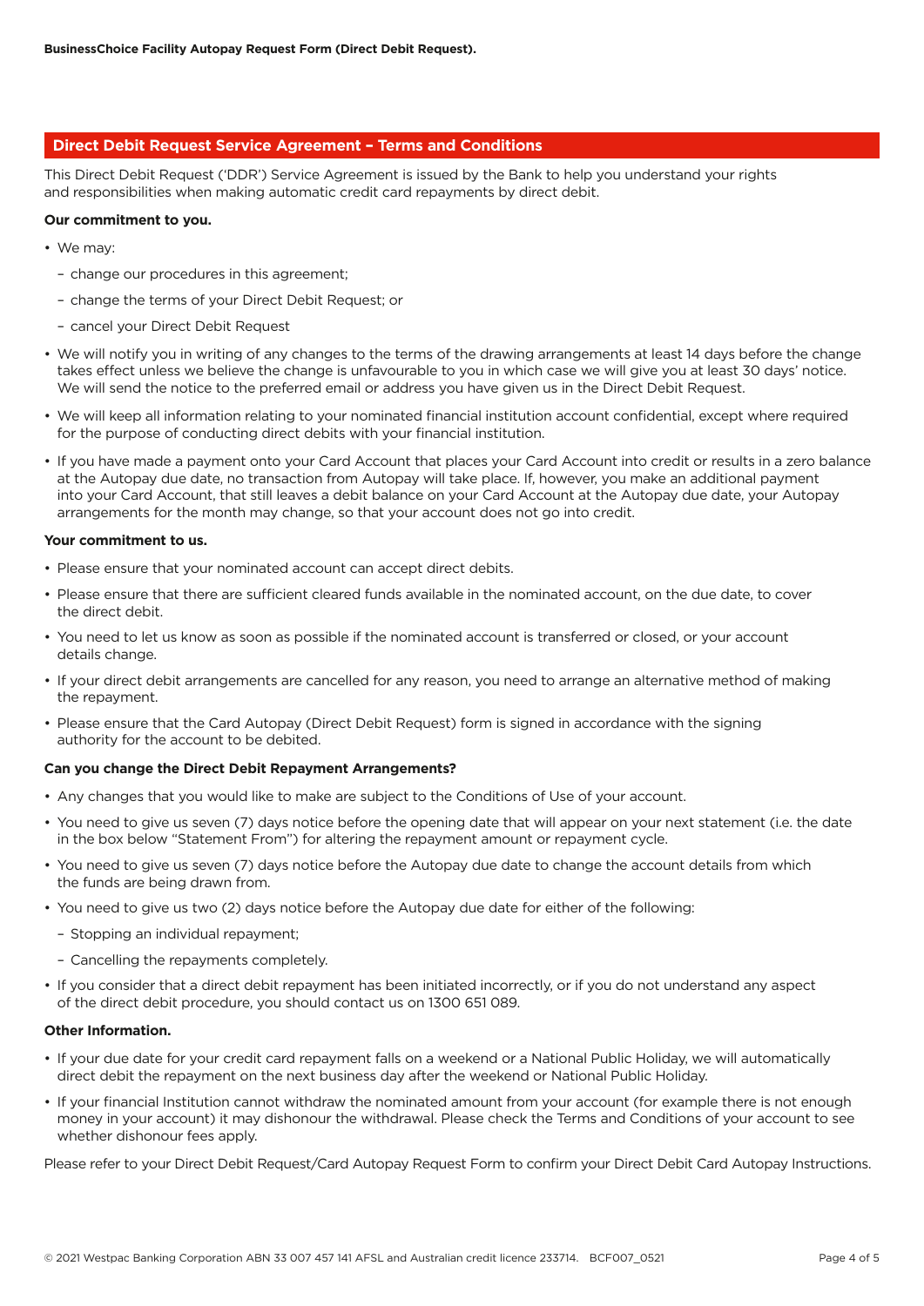## Direct Debit Request Service Agreement – Terms and Conditions

This Direct Debit Request ('DDR') Service Agreement is issued by the Bank to help you understand your rights and responsibilities when making automatic credit card repayments by direct debit.

**Our commitment to you.**

- We may:
  - change our procedures in this agreement;
  - change the terms of your Direct Debit Request; or
  - cancel your Direct Debit Request
- We will notify you in writing of any changes to the terms of the drawing arrangements at least 14 days before the change takes effect unless we believe the change is unfavourable to you in which case we will give you at least 30 days' notice. We will send the notice to the preferred email or address you have given us in the Direct Debit Request.
- We will keep all information relating to your nominated financial institution account confidential, except where required for the purpose of conducting direct debits with your financial institution.
- If you have made a payment onto your Card Account that places your Card Account into credit or results in a zero balance at the Autopay due date, no transaction from Autopay will take place. If, however, you make an additional payment into your Card Account, that still leaves a debit balance on your Card Account at the Autopay due date, your Autopay arrangements for the month may change, so that your account does not go into credit.

**Your commitment to us.**

- Please ensure that your nominated account can accept direct debits.
- Please ensure that there are sufficient cleared funds available in the nominated account, on the due date, to cover the direct debit.
- You need to let us know as soon as possible if the nominated account is transferred or closed, or your account details change.
- If your direct debit arrangements are cancelled for any reason, you need to arrange an alternative method of making the repayment.
- Please ensure that the Card Autopay (Direct Debit Request) form is signed in accordance with the signing authority for the account to be debited.

**Can you change the Direct Debit Repayment Arrangements?**

- Any changes that you would like to make are subject to the Conditions of Use of your account.
- You need to give us seven (7) days notice before the opening date that will appear on your next statement (i.e. the date in the box below "Statement From") for altering the repayment amount or repayment cycle.
- You need to give us seven (7) days notice before the Autopay due date to change the account details from which the funds are being drawn from.
- You need to give us two (2) days notice before the Autopay due date for either of the following:
  - Stopping an individual repayment;
  - Cancelling the repayments completely.
- If you consider that a direct debit repayment has been initiated incorrectly, or if you do not understand any aspect of the direct debit procedure, you should contact us on 1300 651 089.

**Other Information.**

- If your due date for your credit card repayment falls on a weekend or a National Public Holiday, we will automatically direct debit the repayment on the next business day after the weekend or National Public Holiday.
- If your financial Institution cannot withdraw the nominated amount from your account (for example there is not enough money in your account) it may dishonour the withdrawal. Please check the Terms and Conditions of your account to see whether dishonour fees apply.

Please refer to your Direct Debit Request/Card Autopay Request Form to confirm your Direct Debit Card Autopay Instructions.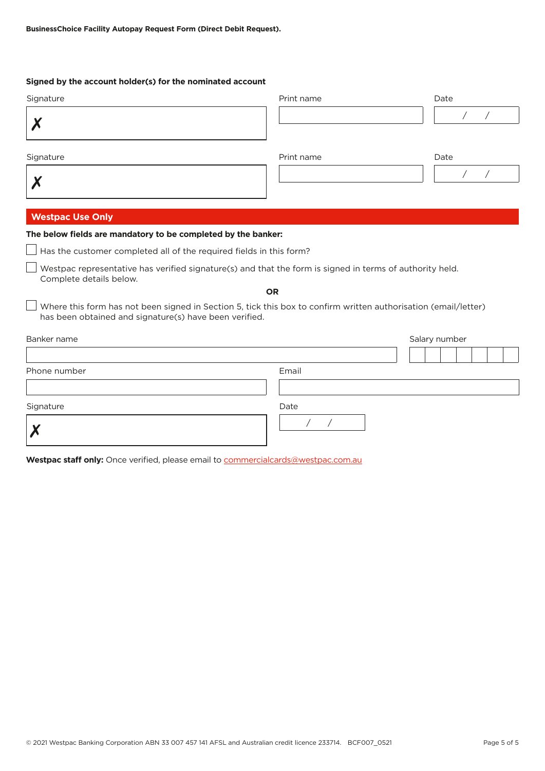**Signed by the account holder(s) for the nominated account**

| Signature | Print name | Date |
|---|---|---|
| ✗ | | / / |
| ✗ | | / / |

## Westpac Use Only

**The below fields are mandatory to be completed by the banker:**

- ☐ Has the customer completed all of the required fields in this form?
- ☐ Westpac representative has verified signature(s) and that the form is signed in terms of authority held. Complete details below.

**OR**

- ☐ Where this form has not been signed in Section 5, tick this box to confirm written authorisation (email/letter) has been obtained and signature(s) have been verified.

| Banker name | Salary number |
|---|---|
| | |

| Phone number | Email |
|---|---|
| | |

| Signature | Date |
|---|---|
| ✗ | / / |

**Westpac staff only:** Once verified, please email to commercialcards@westpac.com.au

© 2021 Westpac Banking Corporation ABN 33 007 457 141 AFSL and Australian credit licence 233714. BCF007_0521